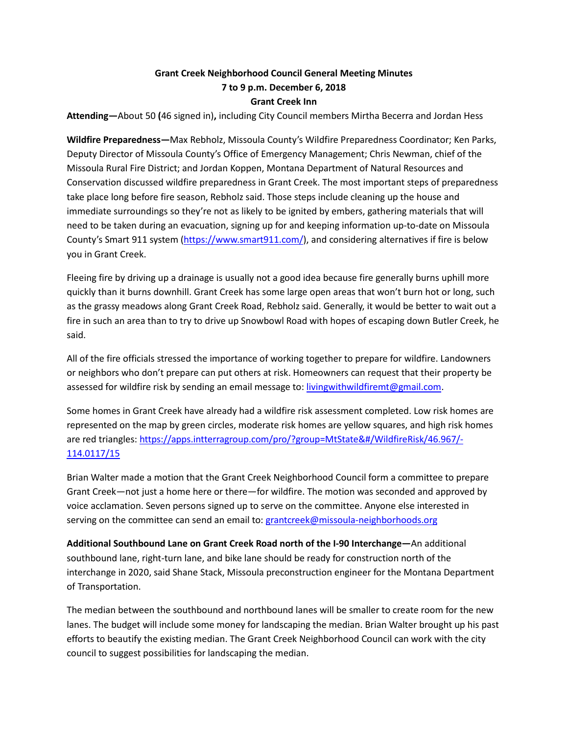**Grant Creek Neighborhood Council General Meeting Minutes**
**7 to 9 p.m. December 6, 2018**
**Grant Creek Inn**

**Attending—**About 50 **(**46 signed in)**,** including City Council members Mirtha Becerra and Jordan Hess

**Wildfire Preparedness—**Max Rebholz, Missoula County's Wildfire Preparedness Coordinator; Ken Parks, Deputy Director of Missoula County's Office of Emergency Management; Chris Newman, chief of the Missoula Rural Fire District; and Jordan Koppen, Montana Department of Natural Resources and Conservation discussed wildfire preparedness in Grant Creek. The most important steps of preparedness take place long before fire season, Rebholz said. Those steps include cleaning up the house and immediate surroundings so they're not as likely to be ignited by embers, gathering materials that will need to be taken during an evacuation, signing up for and keeping information up-to-date on Missoula County's Smart 911 system (https://www.smart911.com/), and considering alternatives if fire is below you in Grant Creek.

Fleeing fire by driving up a drainage is usually not a good idea because fire generally burns uphill more quickly than it burns downhill. Grant Creek has some large open areas that won't burn hot or long, such as the grassy meadows along Grant Creek Road, Rebholz said. Generally, it would be better to wait out a fire in such an area than to try to drive up Snowbowl Road with hopes of escaping down Butler Creek, he said.

All of the fire officials stressed the importance of working together to prepare for wildfire. Landowners or neighbors who don't prepare can put others at risk. Homeowners can request that their property be assessed for wildfire risk by sending an email message to: livingwithwildfiremt@gmail.com.

Some homes in Grant Creek have already had a wildfire risk assessment completed. Low risk homes are represented on the map by green circles, moderate risk homes are yellow squares, and high risk homes are red triangles: https://apps.intterragroup.com/pro/?group=MtState&#/WildfireRisk/46.967/-114.0117/15

Brian Walter made a motion that the Grant Creek Neighborhood Council form a committee to prepare Grant Creek—not just a home here or there—for wildfire. The motion was seconded and approved by voice acclamation. Seven persons signed up to serve on the committee. Anyone else interested in serving on the committee can send an email to: grantcreek@missoula-neighborhoods.org

**Additional Southbound Lane on Grant Creek Road north of the I-90 Interchange—**An additional southbound lane, right-turn lane, and bike lane should be ready for construction north of the interchange in 2020, said Shane Stack, Missoula preconstruction engineer for the Montana Department of Transportation.

The median between the southbound and northbound lanes will be smaller to create room for the new lanes. The budget will include some money for landscaping the median. Brian Walter brought up his past efforts to beautify the existing median. The Grant Creek Neighborhood Council can work with the city council to suggest possibilities for landscaping the median.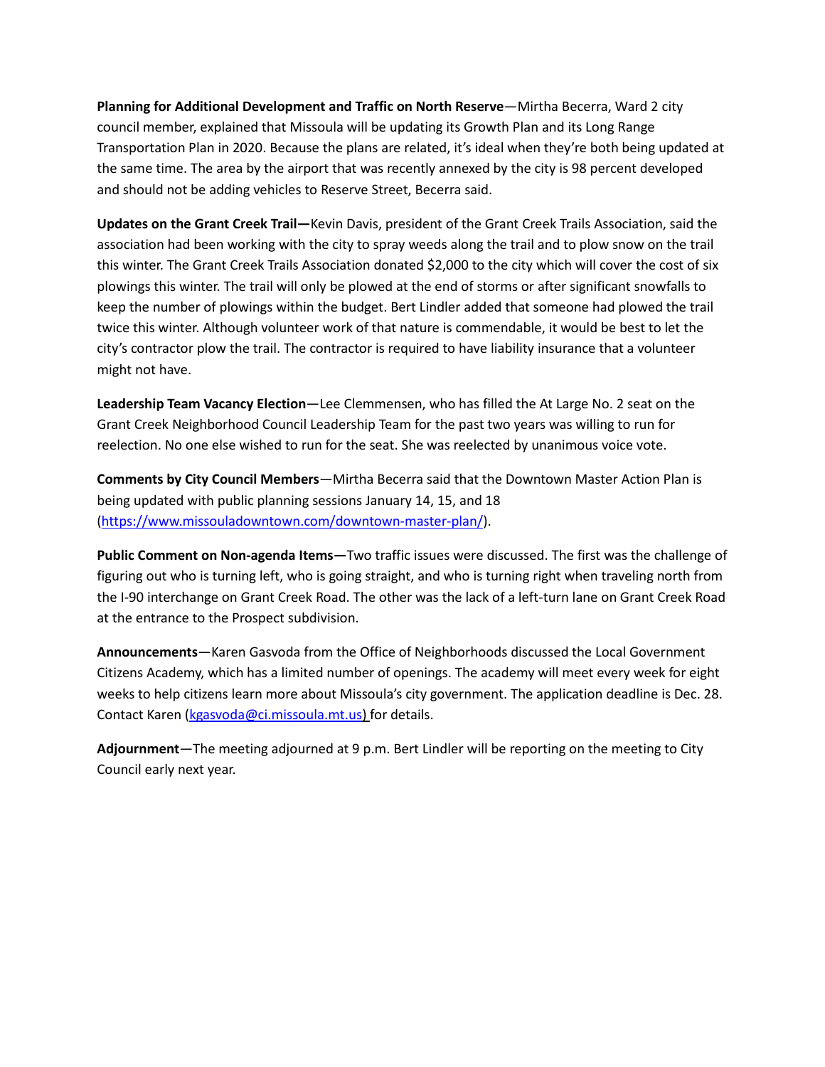**Planning for Additional Development and Traffic on North Reserve**—Mirtha Becerra, Ward 2 city council member, explained that Missoula will be updating its Growth Plan and its Long Range Transportation Plan in 2020. Because the plans are related, it's ideal when they're both being updated at the same time. The area by the airport that was recently annexed by the city is 98 percent developed and should not be adding vehicles to Reserve Street, Becerra said.

**Updates on the Grant Creek Trail—**Kevin Davis, president of the Grant Creek Trails Association, said the association had been working with the city to spray weeds along the trail and to plow snow on the trail this winter. The Grant Creek Trails Association donated $2,000 to the city which will cover the cost of six plowings this winter. The trail will only be plowed at the end of storms or after significant snowfalls to keep the number of plowings within the budget. Bert Lindler added that someone had plowed the trail twice this winter. Although volunteer work of that nature is commendable, it would be best to let the city's contractor plow the trail. The contractor is required to have liability insurance that a volunteer might not have.

**Leadership Team Vacancy Election**—Lee Clemmensen, who has filled the At Large No. 2 seat on the Grant Creek Neighborhood Council Leadership Team for the past two years was willing to run for reelection. No one else wished to run for the seat. She was reelected by unanimous voice vote.

**Comments by City Council Members**—Mirtha Becerra said that the Downtown Master Action Plan is being updated with public planning sessions January 14, 15, and 18 (https://www.missouladowntown.com/downtown-master-plan/).

**Public Comment on Non-agenda Items—**Two traffic issues were discussed. The first was the challenge of figuring out who is turning left, who is going straight, and who is turning right when traveling north from the I-90 interchange on Grant Creek Road. The other was the lack of a left-turn lane on Grant Creek Road at the entrance to the Prospect subdivision.

**Announcements**—Karen Gasvoda from the Office of Neighborhoods discussed the Local Government Citizens Academy, which has a limited number of openings. The academy will meet every week for eight weeks to help citizens learn more about Missoula's city government. The application deadline is Dec. 28. Contact Karen (kgasvoda@ci.missoula.mt.us) for details.

**Adjournment**—The meeting adjourned at 9 p.m. Bert Lindler will be reporting on the meeting to City Council early next year.